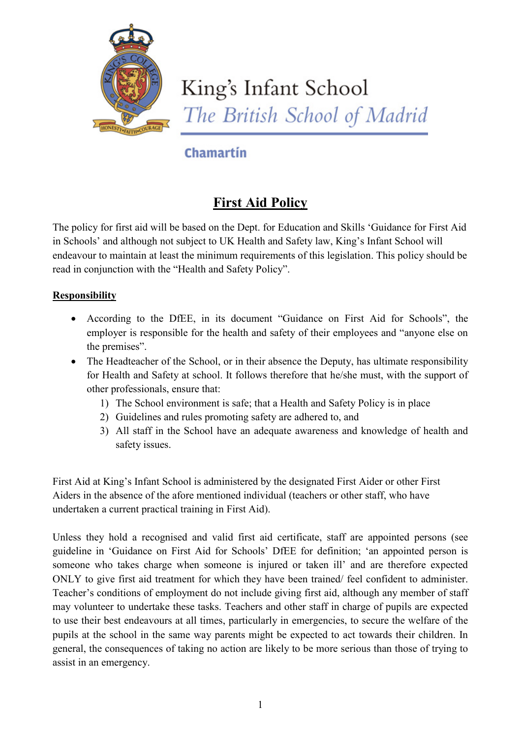King's Infant School
*The British School of Madrid*

Chamartín

# First Aid Policy

The policy for first aid will be based on the Dept. for Education and Skills 'Guidance for First Aid in Schools' and although not subject to UK Health and Safety law, King's Infant School will endeavour to maintain at least the minimum requirements of this legislation. This policy should be read in conjunction with the "Health and Safety Policy".

## Responsibility

- According to the DfEE, in its document "Guidance on First Aid for Schools", the employer is responsible for the health and safety of their employees and "anyone else on the premises".
- The Headteacher of the School, or in their absence the Deputy, has ultimate responsibility for Health and Safety at school. It follows therefore that he/she must, with the support of other professionals, ensure that:
  1) The School environment is safe; that a Health and Safety Policy is in place
  2) Guidelines and rules promoting safety are adhered to, and
  3) All staff in the School have an adequate awareness and knowledge of health and safety issues.

First Aid at King's Infant School is administered by the designated First Aider or other First Aiders in the absence of the afore mentioned individual (teachers or other staff, who have undertaken a current practical training in First Aid).

Unless they hold a recognised and valid first aid certificate, staff are appointed persons (see guideline in 'Guidance on First Aid for Schools' DfEE for definition; 'an appointed person is someone who takes charge when someone is injured or taken ill' and are therefore expected ONLY to give first aid treatment for which they have been trained/ feel confident to administer. Teacher's conditions of employment do not include giving first aid, although any member of staff may volunteer to undertake these tasks. Teachers and other staff in charge of pupils are expected to use their best endeavours at all times, particularly in emergencies, to secure the welfare of the pupils at the school in the same way parents might be expected to act towards their children. In general, the consequences of taking no action are likely to be more serious than those of trying to assist in an emergency.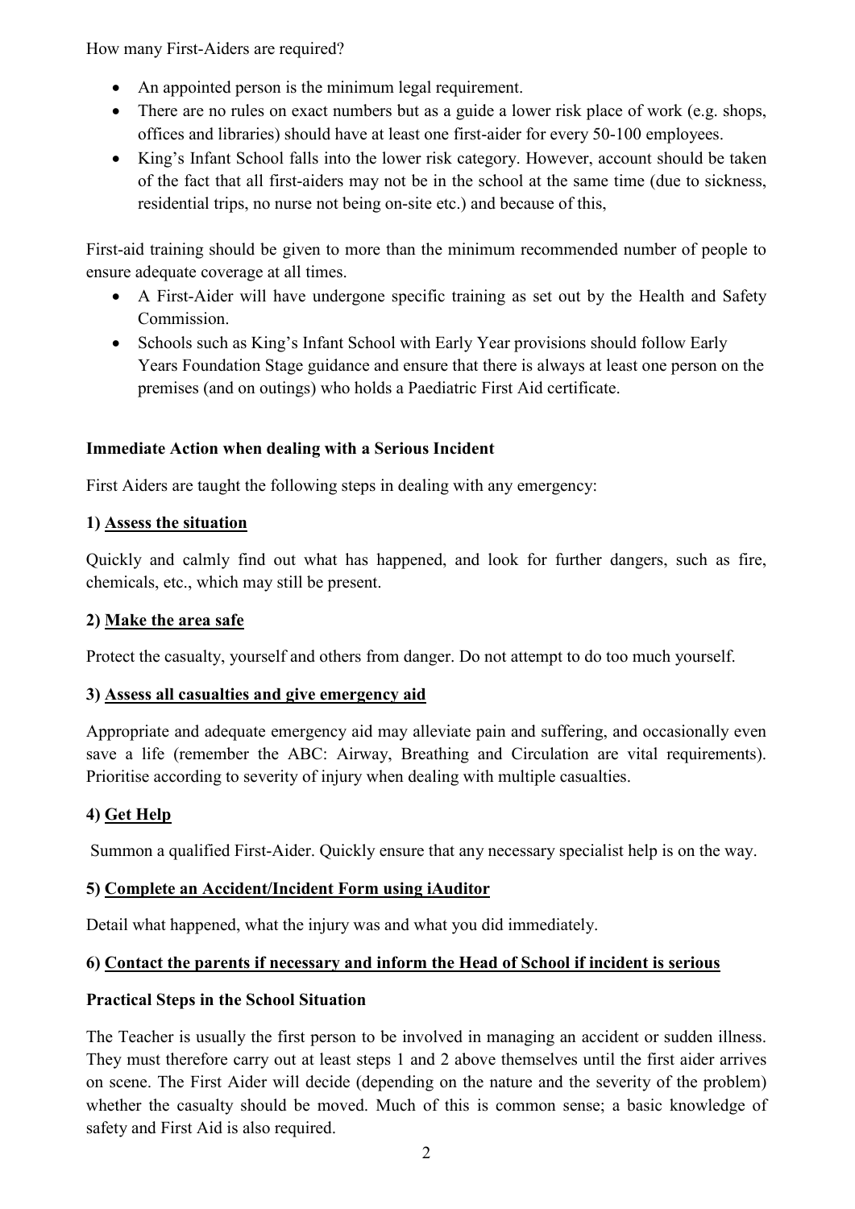How many First-Aiders are required?

- An appointed person is the minimum legal requirement.
- There are no rules on exact numbers but as a guide a lower risk place of work (e.g. shops, offices and libraries) should have at least one first-aider for every 50-100 employees.
- King's Infant School falls into the lower risk category. However, account should be taken of the fact that all first-aiders may not be in the school at the same time (due to sickness, residential trips, no nurse not being on-site etc.) and because of this,

First-aid training should be given to more than the minimum recommended number of people to ensure adequate coverage at all times.

- A First-Aider will have undergone specific training as set out by the Health and Safety Commission.
- Schools such as King's Infant School with Early Year provisions should follow Early Years Foundation Stage guidance and ensure that there is always at least one person on the premises (and on outings) who holds a Paediatric First Aid certificate.

**Immediate Action when dealing with a Serious Incident**

First Aiders are taught the following steps in dealing with any emergency:

**1) Assess the situation**

Quickly and calmly find out what has happened, and look for further dangers, such as fire, chemicals, etc., which may still be present.

**2) Make the area safe**

Protect the casualty, yourself and others from danger. Do not attempt to do too much yourself.

**3) Assess all casualties and give emergency aid**

Appropriate and adequate emergency aid may alleviate pain and suffering, and occasionally even save a life (remember the ABC: Airway, Breathing and Circulation are vital requirements). Prioritise according to severity of injury when dealing with multiple casualties.

**4) Get Help**

Summon a qualified First-Aider. Quickly ensure that any necessary specialist help is on the way.

**5) Complete an Accident/Incident Form using iAuditor**

Detail what happened, what the injury was and what you did immediately.

**6) Contact the parents if necessary and inform the Head of School if incident is serious**

**Practical Steps in the School Situation**

The Teacher is usually the first person to be involved in managing an accident or sudden illness. They must therefore carry out at least steps 1 and 2 above themselves until the first aider arrives on scene. The First Aider will decide (depending on the nature and the severity of the problem) whether the casualty should be moved. Much of this is common sense; a basic knowledge of safety and First Aid is also required.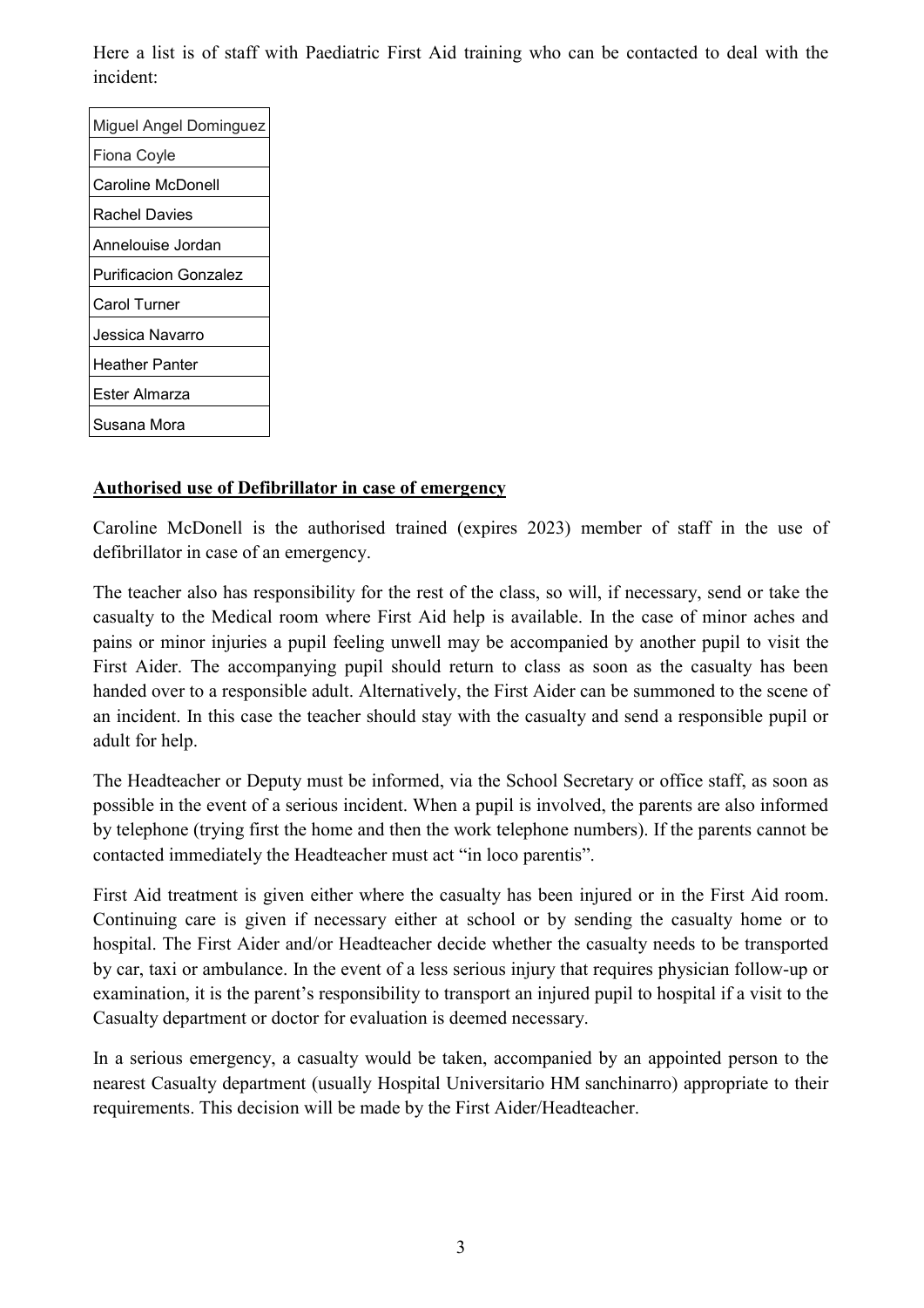Here a list is of staff with Paediatric First Aid training who can be contacted to deal with the incident:

| Miguel Angel Dominguez |
|---|
| Fiona Coyle |
| Caroline McDonell |
| Rachel Davies |
| Annelouise Jordan |
| Purificacion Gonzalez |
| Carol Turner |
| Jessica Navarro |
| Heather Panter |
| Ester Almarza |
| Susana Mora |

**Authorised use of Defibrillator in case of emergency**

Caroline McDonell is the authorised trained (expires 2023) member of staff in the use of defibrillator in case of an emergency.

The teacher also has responsibility for the rest of the class, so will, if necessary, send or take the casualty to the Medical room where First Aid help is available. In the case of minor aches and pains or minor injuries a pupil feeling unwell may be accompanied by another pupil to visit the First Aider. The accompanying pupil should return to class as soon as the casualty has been handed over to a responsible adult. Alternatively, the First Aider can be summoned to the scene of an incident. In this case the teacher should stay with the casualty and send a responsible pupil or adult for help.

The Headteacher or Deputy must be informed, via the School Secretary or office staff, as soon as possible in the event of a serious incident. When a pupil is involved, the parents are also informed by telephone (trying first the home and then the work telephone numbers). If the parents cannot be contacted immediately the Headteacher must act "in loco parentis".

First Aid treatment is given either where the casualty has been injured or in the First Aid room. Continuing care is given if necessary either at school or by sending the casualty home or to hospital. The First Aider and/or Headteacher decide whether the casualty needs to be transported by car, taxi or ambulance. In the event of a less serious injury that requires physician follow-up or examination, it is the parent's responsibility to transport an injured pupil to hospital if a visit to the Casualty department or doctor for evaluation is deemed necessary.

In a serious emergency, a casualty would be taken, accompanied by an appointed person to the nearest Casualty department (usually Hospital Universitario HM sanchinarro) appropriate to their requirements. This decision will be made by the First Aider/Headteacher.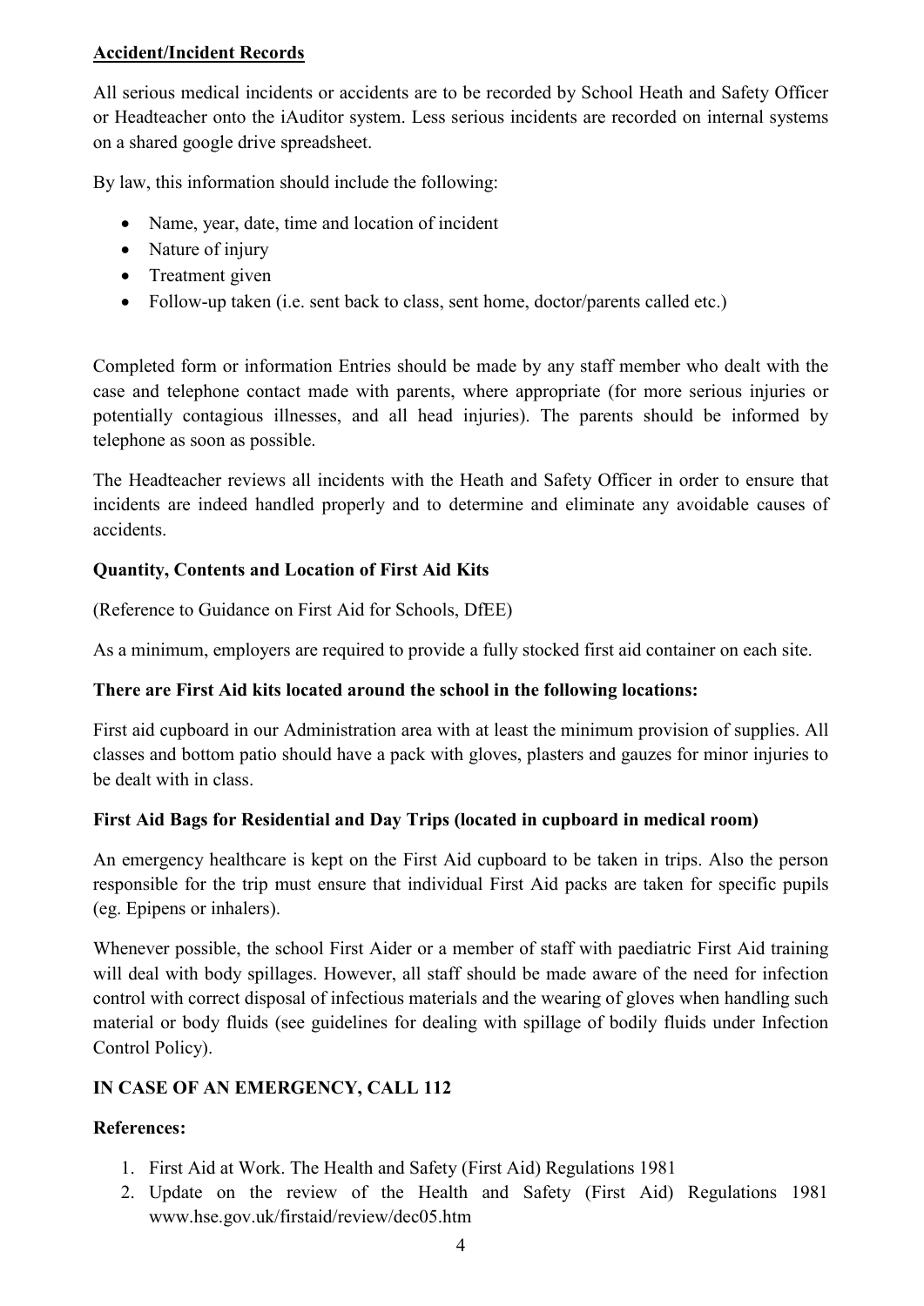**Accident/Incident Records**

All serious medical incidents or accidents are to be recorded by School Heath and Safety Officer or Headteacher onto the iAuditor system. Less serious incidents are recorded on internal systems on a shared google drive spreadsheet.

By law, this information should include the following:

- Name, year, date, time and location of incident
- Nature of injury
- Treatment given
- Follow-up taken (i.e. sent back to class, sent home, doctor/parents called etc.)

Completed form or information Entries should be made by any staff member who dealt with the case and telephone contact made with parents, where appropriate (for more serious injuries or potentially contagious illnesses, and all head injuries). The parents should be informed by telephone as soon as possible.

The Headteacher reviews all incidents with the Heath and Safety Officer in order to ensure that incidents are indeed handled properly and to determine and eliminate any avoidable causes of accidents.

**Quantity, Contents and Location of First Aid Kits**

(Reference to Guidance on First Aid for Schools, DfEE)

As a minimum, employers are required to provide a fully stocked first aid container on each site.

**There are First Aid kits located around the school in the following locations:**

First aid cupboard in our Administration area with at least the minimum provision of supplies. All classes and bottom patio should have a pack with gloves, plasters and gauzes for minor injuries to be dealt with in class.

**First Aid Bags for Residential and Day Trips (located in cupboard in medical room)**

An emergency healthcare is kept on the First Aid cupboard to be taken in trips. Also the person responsible for the trip must ensure that individual First Aid packs are taken for specific pupils (eg. Epipens or inhalers).

Whenever possible, the school First Aider or a member of staff with paediatric First Aid training will deal with body spillages. However, all staff should be made aware of the need for infection control with correct disposal of infectious materials and the wearing of gloves when handling such material or body fluids (see guidelines for dealing with spillage of bodily fluids under Infection Control Policy).

**IN CASE OF AN EMERGENCY, CALL 112**

**References:**

1. First Aid at Work. The Health and Safety (First Aid) Regulations 1981
2. Update on the review of the Health and Safety (First Aid) Regulations 1981 www.hse.gov.uk/firstaid/review/dec05.htm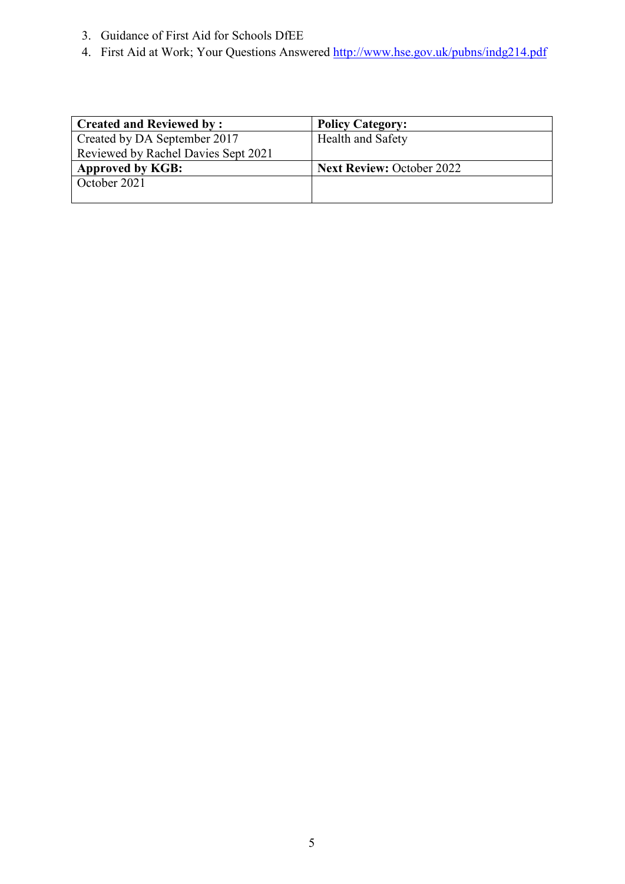3. Guidance of First Aid for Schools DfEE
4. First Aid at Work; Your Questions Answered http://www.hse.gov.uk/pubns/indg214.pdf

| **Created and Reviewed by :** | **Policy Category:** |
|---|---|
| Created by DA September 2017<br>Reviewed by Rachel Davies Sept 2021 | Health and Safety |
| **Approved by KGB:** | **Next Review:** October 2022 |
| October 2021 | |